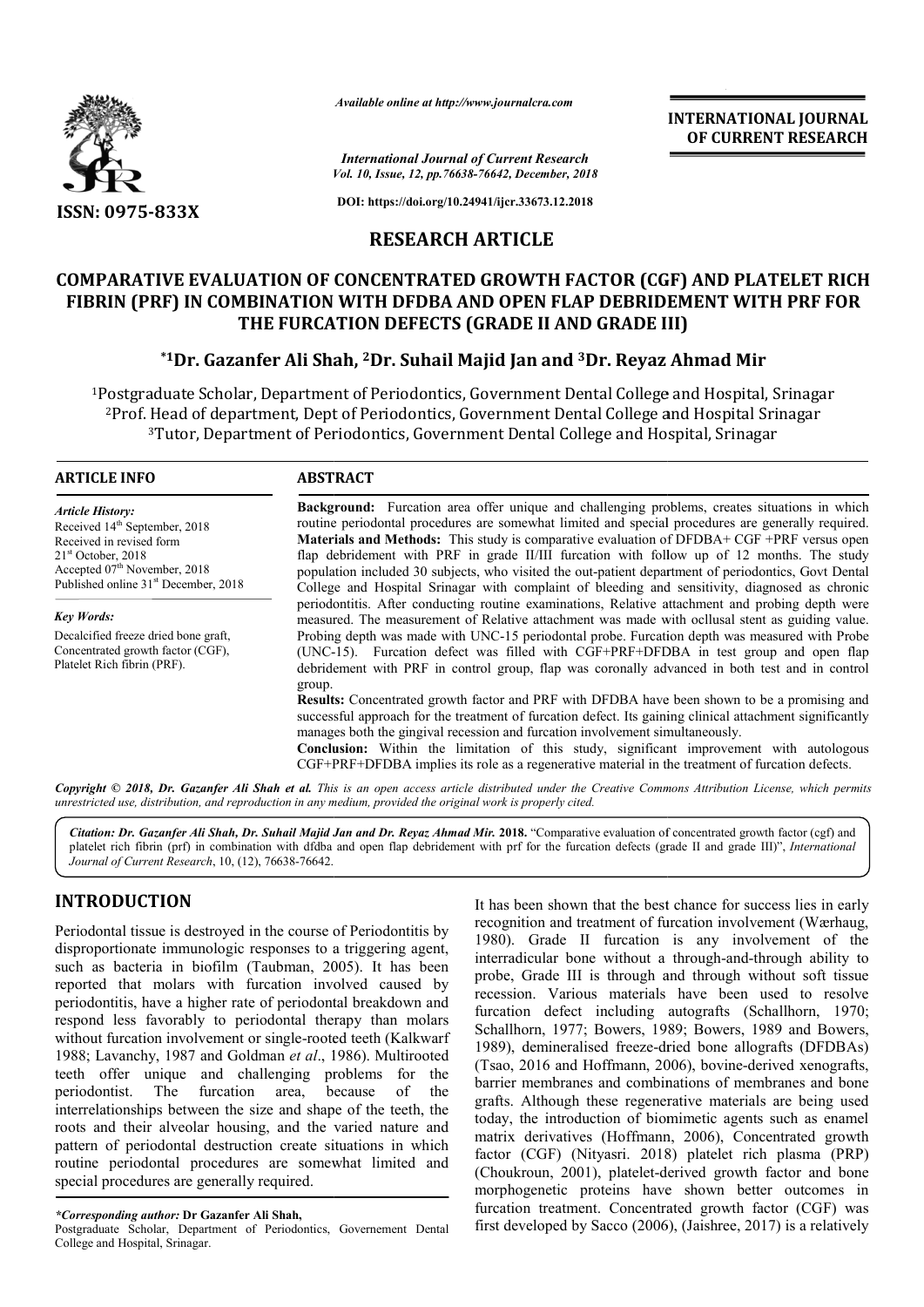ISSN: 0975-833X

*Available online at http://www.journalcra.com*

*International Journal of Current Research*
*Vol. 10, Issue, 12, pp.76638-76642, December, 2018*

**DOI: https://doi.org/10.24941/ijcr.33673.12.2018**

**INTERNATIONAL JOURNAL OF CURRENT RESEARCH**

## RESEARCH ARTICLE

# COMPARATIVE EVALUATION OF CONCENTRATED GROWTH FACTOR (CGF) AND PLATELET RICH FIBRIN (PRF) IN COMBINATION WITH DFDBA AND OPEN FLAP DEBRIDEMENT WITH PRF FOR THE FURCATION DEFECTS (GRADE II AND GRADE III)

**\*[1]Dr. Gazanfer Ali Shah, [2]Dr. Suhail Majid Jan and [3]Dr. Reyaz Ahmad Mir**

[1]Postgraduate Scholar, Department of Periodontics, Government Dental College and Hospital, Srinagar
[2]Prof. Head of department, Dept of Periodontics, Government Dental College and Hospital Srinagar
[3]Tutor, Department of Periodontics, Government Dental College and Hospital, Srinagar

### ARTICLE INFO

*Article History:*
Received 14th September, 2018
Received in revised form 21st October, 2018
Accepted 07th November, 2018
Published online 31st December, 2018

*Key Words:*
Decalcified freeze dried bone graft, Concentrated growth factor (CGF), Platelet Rich fibrin (PRF).

### ABSTRACT

**Background:** Furcation area offer unique and challenging problems, creates situations in which routine periodontal procedures are somewhat limited and special procedures are generally required. **Materials and Methods:** This study is comparative evaluation of DFDBA+ CGF +PRF versus open flap debridement with PRF in grade II/III furcation with follow up of 12 months. The study population included 30 subjects, who visited the out-patient department of periodontics, Govt Dental College and Hospital Srinagar with complaint of bleeding and sensitivity, diagnosed as chronic periodontitis. After conducting routine examinations, Relative attachment and probing depth were measured. The measurement of Relative attachment was made with ocllusal stent as guiding value. Probing depth was made with UNC-15 periodontal probe. Furcation depth was measured with Probe (UNC-15). Furcation defect was filled with CGF+PRF+DFDBA in test group and open flap debridement with PRF in control group, flap was coronally advanced in both test and in control group.

**Results:** Concentrated growth factor and PRF with DFDBA have been shown to be a promising and successful approach for the treatment of furcation defect. Its gaining clinical attachment significantly manages both the gingival recession and furcation involvement simultaneously.

**Conclusion:** Within the limitation of this study, significant improvement with autologous CGF+PRF+DFDBA implies its role as a regenerative material in the treatment of furcation defects.

*Copyright © 2018, Dr. Gazanfer Ali Shah et al. This is an open access article distributed under the Creative Commons Attribution License, which permits unrestricted use, distribution, and reproduction in any medium, provided the original work is properly cited.*

*Citation: Dr. Gazanfer Ali Shah, Dr. Suhail Majid Jan and Dr. Reyaz Ahmad Mir.* **2018.** "Comparative evaluation of concentrated growth factor (cgf) and platelet rich fibrin (prf) in combination with dfdba and open flap debridement with prf for the furcation defects (grade II and grade III)", *International Journal of Current Research*, 10, (12), 76638-76642.

## INTRODUCTION

Periodontal tissue is destroyed in the course of Periodontitis by disproportionate immunologic responses to a triggering agent, such as bacteria in biofilm (Taubman, 2005). It has been reported that molars with furcation involved caused by periodontitis, have a higher rate of periodontal breakdown and respond less favorably to periodontal therapy than molars without furcation involvement or single-rooted teeth (Kalkwarf 1988; Lavanchy, 1987 and Goldman *et al*., 1986). Multirooted teeth offer unique and challenging problems for the periodontist. The furcation area, because of the interrelationships between the size and shape of the teeth, the roots and their alveolar housing, and the varied nature and pattern of periodontal destruction create situations in which routine periodontal procedures are somewhat limited and special procedures are generally required.

It has been shown that the best chance for success lies in early recognition and treatment of furcation involvement (Wærhaug, 1980). Grade II furcation is any involvement of the interradicular bone without a through-and-through ability to probe, Grade III is through and through without soft tissue recession. Various materials have been used to resolve furcation defect including autografts (Schallhorn, 1970; Schallhorn, 1977; Bowers, 1989; Bowers, 1989 and Bowers, 1989), demineralised freeze-dried bone allografts (DFDBAs) (Tsao, 2016 and Hoffmann, 2006), bovine-derived xenografts, barrier membranes and combinations of membranes and bone grafts. Although these regenerative materials are being used today, the introduction of biomimetic agents such as enamel matrix derivatives (Hoffmann, 2006), Concentrated growth factor (CGF) (Nityasri. 2018) platelet rich plasma (PRP) (Choukroun, 2001), platelet-derived growth factor and bone morphogenetic proteins have shown better outcomes in furcation treatment. Concentrated growth factor (CGF) was first developed by Sacco (2006), (Jaishree, 2017) is a relatively

*\*Corresponding author:* **Dr Gazanfer Ali Shah,**
Postgraduate Scholar, Department of Periodontics, Governement Dental College and Hospital, Srinagar.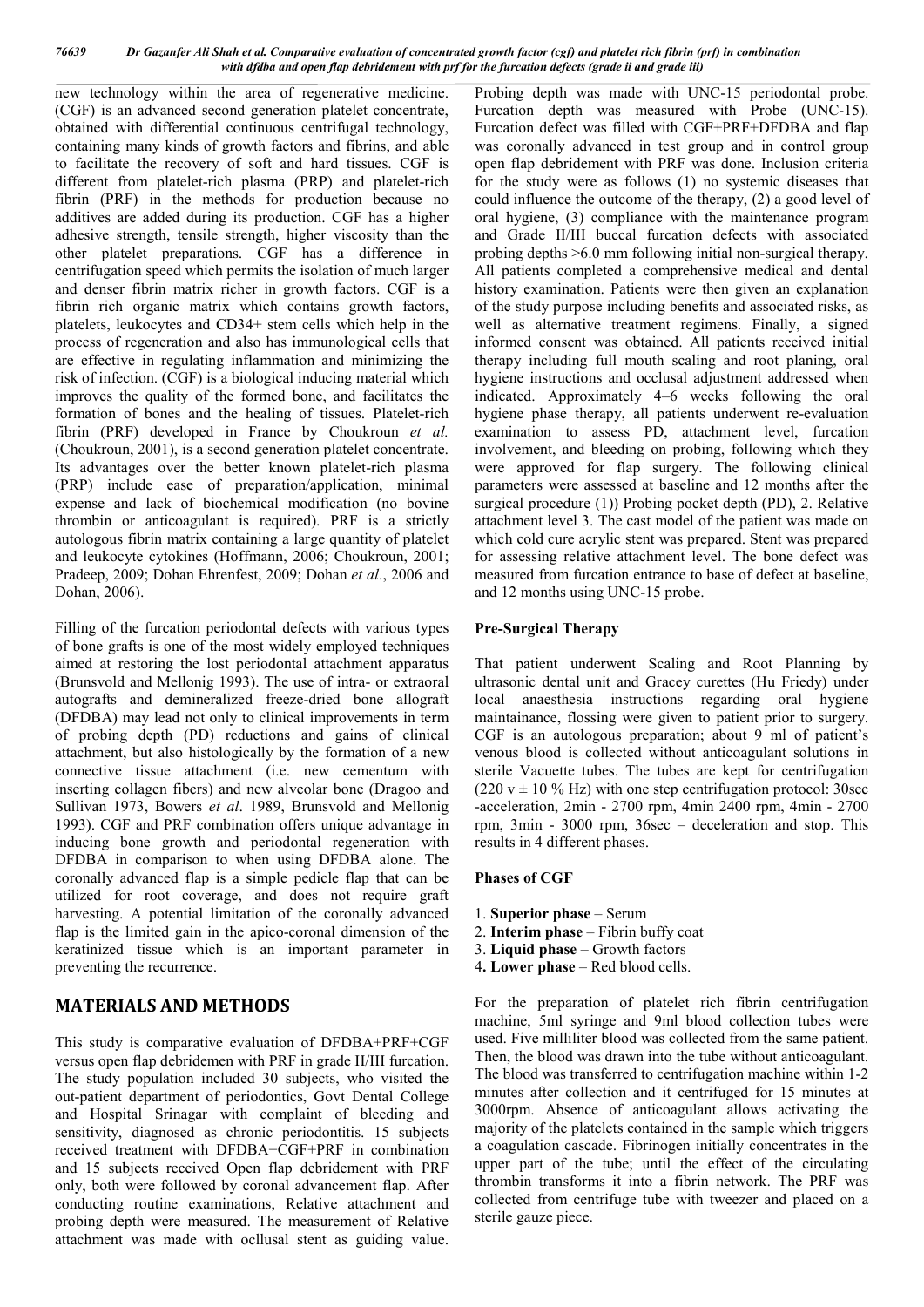new technology within the area of regenerative medicine. (CGF) is an advanced second generation platelet concentrate, obtained with differential continuous centrifugal technology, containing many kinds of growth factors and fibrins, and able to facilitate the recovery of soft and hard tissues. CGF is different from platelet-rich plasma (PRP) and platelet-rich fibrin (PRF) in the methods for production because no additives are added during its production. CGF has a higher adhesive strength, tensile strength, higher viscosity than the other platelet preparations. CGF has a difference in centrifugation speed which permits the isolation of much larger and denser fibrin matrix richer in growth factors. CGF is a fibrin rich organic matrix which contains growth factors, platelets, leukocytes and CD34+ stem cells which help in the process of regeneration and also has immunological cells that are effective in regulating inflammation and minimizing the risk of infection. (CGF) is a biological inducing material which improves the quality of the formed bone, and facilitates the formation of bones and the healing of tissues. Platelet-rich fibrin (PRF) developed in France by Choukroun *et al.* (Choukroun, 2001), is a second generation platelet concentrate. Its advantages over the better known platelet-rich plasma (PRP) include ease of preparation/application, minimal expense and lack of biochemical modification (no bovine thrombin or anticoagulant is required). PRF is a strictly autologous fibrin matrix containing a large quantity of platelet and leukocyte cytokines (Hoffmann, 2006; Choukroun, 2001; Pradeep, 2009; Dohan Ehrenfest, 2009; Dohan *et al*., 2006 and Dohan, 2006).

Filling of the furcation periodontal defects with various types of bone grafts is one of the most widely employed techniques aimed at restoring the lost periodontal attachment apparatus (Brunsvold and Mellonig 1993). The use of intra- or extraoral autografts and demineralized freeze-dried bone allograft (DFDBA) may lead not only to clinical improvements in term of probing depth (PD) reductions and gains of clinical attachment, but also histologically by the formation of a new connective tissue attachment (i.e. new cementum with inserting collagen fibers) and new alveolar bone (Dragoo and Sullivan 1973, Bowers *et al*. 1989, Brunsvold and Mellonig 1993). CGF and PRF combination offers unique advantage in inducing bone growth and periodontal regeneration with DFDBA in comparison to when using DFDBA alone. The coronally advanced flap is a simple pedicle flap that can be utilized for root coverage, and does not require graft harvesting. A potential limitation of the coronally advanced flap is the limited gain in the apico-coronal dimension of the keratinized tissue which is an important parameter in preventing the recurrence.

## MATERIALS AND METHODS

This study is comparative evaluation of DFDBA+PRF+CGF versus open flap debridemen with PRF in grade II/III furcation. The study population included 30 subjects, who visited the out-patient department of periodontics, Govt Dental College and Hospital Srinagar with complaint of bleeding and sensitivity, diagnosed as chronic periodontitis. 15 subjects received treatment with DFDBA+CGF+PRF in combination and 15 subjects received Open flap debridement with PRF only, both were followed by coronal advancement flap. After conducting routine examinations, Relative attachment and probing depth were measured. The measurement of Relative attachment was made with occlusal stent as guiding value. Probing depth was made with UNC-15 periodontal probe. Furcation depth was measured with Probe (UNC-15). Furcation defect was filled with CGF+PRF+DFDBA and flap was coronally advanced in test group and in control group open flap debridement with PRF was done. Inclusion criteria for the study were as follows (1) no systemic diseases that could influence the outcome of the therapy, (2) a good level of oral hygiene, (3) compliance with the maintenance program and Grade II/III buccal furcation defects with associated probing depths >6.0 mm following initial non-surgical therapy. All patients completed a comprehensive medical and dental history examination. Patients were then given an explanation of the study purpose including benefits and associated risks, as well as alternative treatment regimens. Finally, a signed informed consent was obtained. All patients received initial therapy including full mouth scaling and root planing, oral hygiene instructions and occlusal adjustment addressed when indicated. Approximately 4–6 weeks following the oral hygiene phase therapy, all patients underwent re-evaluation examination to assess PD, attachment level, furcation involvement, and bleeding on probing, following which they were approved for flap surgery. The following clinical parameters were assessed at baseline and 12 months after the surgical procedure (1)) Probing pocket depth (PD), 2. Relative attachment level 3. The cast model of the patient was made on which cold cure acrylic stent was prepared. Stent was prepared for assessing relative attachment level. The bone defect was measured from furcation entrance to base of defect at baseline, and 12 months using UNC-15 probe.

### Pre-Surgical Therapy

That patient underwent Scaling and Root Planning by ultrasonic dental unit and Gracey curettes (Hu Friedy) under local anaesthesia instructions regarding oral hygiene maintainance, flossing were given to patient prior to surgery. CGF is an autologous preparation; about 9 ml of patient's venous blood is collected without anticoagulant solutions in sterile Vacuette tubes. The tubes are kept for centrifugation (220 v ± 10 % Hz) with one step centrifugation protocol: 30sec -acceleration, 2min - 2700 rpm, 4min 2400 rpm, 4min - 2700 rpm, 3min - 3000 rpm, 36sec – deceleration and stop. This results in 4 different phases.

### Phases of CGF

1. **Superior phase** – Serum
2. **Interim phase** – Fibrin buffy coat
3. **Liquid phase** – Growth factors
4. **Lower phase** – Red blood cells.

For the preparation of platelet rich fibrin centrifugation machine, 5ml syringe and 9ml blood collection tubes were used. Five milliliter blood was collected from the same patient. Then, the blood was drawn into the tube without anticoagulant. The blood was transferred to centrifugation machine within 1-2 minutes after collection and it centrifuged for 15 minutes at 3000rpm. Absence of anticoagulant allows activating the majority of the platelets contained in the sample which triggers a coagulation cascade. Fibrinogen initially concentrates in the upper part of the tube; until the effect of the circulating thrombin transforms it into a fibrin network. The PRF was collected from centrifuge tube with tweezer and placed on a sterile gauze piece.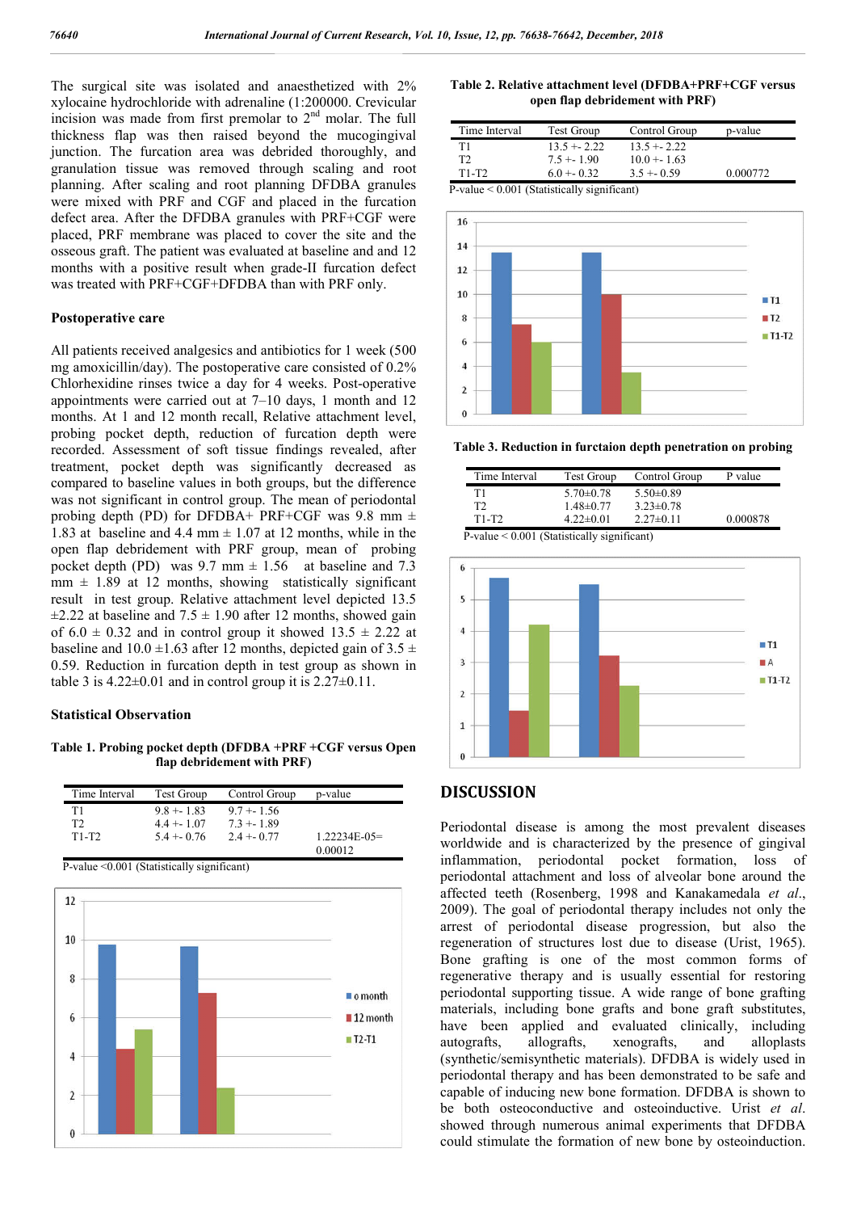The surgical site was isolated and anaesthetized with 2% xylocaine hydrochloride with adrenaline (1:200000. Crevicular incision was made from first premolar to 2[nd] molar. The full thickness flap was then raised beyond the mucogingival junction. The furcation area was debrided thoroughly, and granulation tissue was removed through scaling and root planning. After scaling and root planning DFDBA granules were mixed with PRF and CGF and placed in the furcation defect area. After the DFDBA granules with PRF+CGF were placed, PRF membrane was placed to cover the site and the osseous graft. The patient was evaluated at baseline and and 12 months with a positive result when grade-II furcation defect was treated with PRF+CGF+DFDBA than with PRF only.

### Postoperative care

All patients received analgesics and antibiotics for 1 week (500 mg amoxicillin/day). The postoperative care consisted of 0.2% Chlorhexidine rinses twice a day for 4 weeks. Post-operative appointments were carried out at 7–10 days, 1 month and 12 months. At 1 and 12 month recall, Relative attachment level, probing pocket depth, reduction of furcation depth were recorded. Assessment of soft tissue findings revealed, after treatment, pocket depth was significantly decreased as compared to baseline values in both groups, but the difference was not significant in control group. The mean of periodontal probing depth (PD) for DFDBA+ PRF+CGF was 9.8 mm ± 1.83 at baseline and 4.4 mm ± 1.07 at 12 months, while in the open flap debridement with PRF group, mean of probing pocket depth (PD) was 9.7 mm ± 1.56 at baseline and 7.3 mm ± 1.89 at 12 months, showing statistically significant result in test group. Relative attachment level depicted 13.5 ±2.22 at baseline and 7.5 ± 1.90 after 12 months, showed gain of 6.0 ± 0.32 and in control group it showed 13.5 ± 2.22 at baseline and 10.0 ±1.63 after 12 months, depicted gain of 3.5 ± 0.59. Reduction in furcation depth in test group as shown in table 3 is 4.22±0.01 and in control group it is 2.27±0.11.

### Statistical Observation

**Table 1. Probing pocket depth (DFDBA +PRF +CGF versus Open flap debridement with PRF)**

| Time Interval | Test Group | Control Group | p-value |
|---|---|---|---|
| T1 | 9.8 +- 1.83 | 9.7 +- 1.56 | |
| T2 | 4.4 +- 1.07 | 7.3 +- 1.89 | |
| T1-T2 | 5.4 +- 0.76 | 2.4 +- 0.77 | 1.22234E-05= 0.00012 |

P-value <0.001 (Statistically significant)

**Table 2. Relative attachment level (DFDBA+PRF+CGF versus open flap debridement with PRF)**

| Time Interval | Test Group | Control Group | p-value |
|---|---|---|---|
| T1 | 13.5 +- 2.22 | 13.5 +- 2.22 | |
| T2 | 7.5 +- 1.90 | 10.0 +- 1.63 | |
| T1-T2 | 6.0 +- 0.32 | 3.5 +- 0.59 | 0.000772 |

P-value < 0.001 (Statistically significant)

**Table 3. Reduction in furctaion depth penetration on probing**

| Time Interval | Test Group | Control Group | P value |
|---|---|---|---|
| T1 | 5.70±0.78 | 5.50±0.89 | |
| T2 | 1.48±0.77 | 3.23±0.78 | |
| T1-T2 | 4.22±0.01 | 2.27±0.11 | 0.000878 |

P-value < 0.001 (Statistically significant)

## DISCUSSION

Periodontal disease is among the most prevalent diseases worldwide and is characterized by the presence of gingival inflammation, periodontal pocket formation, loss of periodontal attachment and loss of alveolar bone around the affected teeth (Rosenberg, 1998 and Kanakamedala *et al*., 2009). The goal of periodontal therapy includes not only the arrest of periodontal disease progression, but also the regeneration of structures lost due to disease (Urist, 1965). Bone grafting is one of the most common forms of regenerative therapy and is usually essential for restoring periodontal supporting tissue. A wide range of bone grafting materials, including bone grafts and bone graft substitutes, have been applied and evaluated clinically, including autografts, allografts, xenografts, and alloplasts (synthetic/semisynthetic materials). DFDBA is widely used in periodontal therapy and has been demonstrated to be safe and capable of inducing new bone formation. DFDBA is shown to be both osteoconductive and osteoinductive. Urist *et al*. showed through numerous animal experiments that DFDBA could stimulate the formation of new bone by osteoinduction.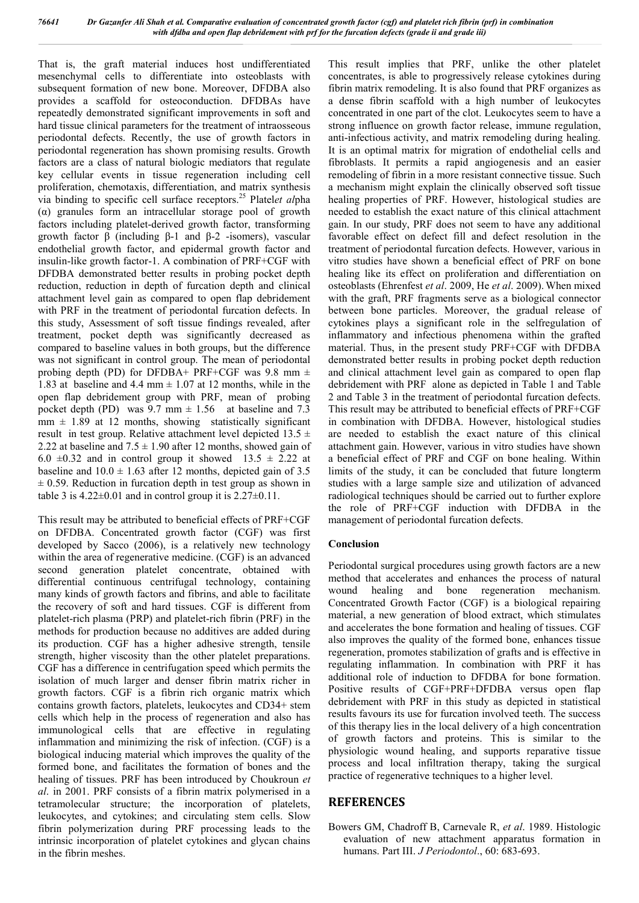That is, the graft material induces host undifferentiated mesenchymal cells to differentiate into osteoblasts with subsequent formation of new bone. Moreover, DFDBA also provides a scaffold for osteoconduction. DFDBAs have repeatedly demonstrated significant improvements in soft and hard tissue clinical parameters for the treatment of intraosseous periodontal defects. Recently, the use of growth factors in periodontal regeneration has shown promising results. Growth factors are a class of natural biologic mediators that regulate key cellular events in tissue regeneration including cell proliferation, chemotaxis, differentiation, and matrix synthesis via binding to specific cell surface receptors.[25] Platel*et al*pha (α) granules form an intracellular storage pool of growth factors including platelet-derived growth factor, transforming growth factor β (including β-1 and β-2 -isomers), vascular endothelial growth factor, and epidermal growth factor and insulin-like growth factor-1. A combination of PRF+CGF with DFDBA demonstrated better results in probing pocket depth reduction, reduction in depth of furcation depth and clinical attachment level gain as compared to open flap debridement with PRF in the treatment of periodontal furcation defects. In this study, Assessment of soft tissue findings revealed, after treatment, pocket depth was significantly decreased as compared to baseline values in both groups, but the difference was not significant in control group. The mean of periodontal probing depth (PD) for DFDBA+ PRF+CGF was 9.8 mm ± 1.83 at baseline and 4.4 mm ± 1.07 at 12 months, while in the open flap debridement group with PRF, mean of probing pocket depth (PD) was 9.7 mm ± 1.56 at baseline and 7.3 mm ± 1.89 at 12 months, showing statistically significant result in test group. Relative attachment level depicted 13.5 ± 2.22 at baseline and 7.5 ± 1.90 after 12 months, showed gain of 6.0 ±0.32 and in control group it showed 13.5 ± 2.22 at baseline and 10.0 ± 1.63 after 12 months, depicted gain of 3.5 ± 0.59. Reduction in furcation depth in test group as shown in table 3 is 4.22±0.01 and in control group it is 2.27±0.11.

This result may be attributed to beneficial effects of PRF+CGF on DFDBA. Concentrated growth factor (CGF) was first developed by Sacco (2006), is a relatively new technology within the area of regenerative medicine. (CGF) is an advanced second generation platelet concentrate, obtained with differential continuous centrifugal technology, containing many kinds of growth factors and fibrins, and able to facilitate the recovery of soft and hard tissues. CGF is different from platelet-rich plasma (PRP) and platelet-rich fibrin (PRF) in the methods for production because no additives are added during its production. CGF has a higher adhesive strength, tensile strength, higher viscosity than the other platelet preparations. CGF has a difference in centrifugation speed which permits the isolation of much larger and denser fibrin matrix richer in growth factors. CGF is a fibrin rich organic matrix which contains growth factors, platelets, leukocytes and CD34+ stem cells which help in the process of regeneration and also has immunological cells that are effective in regulating inflammation and minimizing the risk of infection. (CGF) is a biological inducing material which improves the quality of the formed bone, and facilitates the formation of bones and the healing of tissues. PRF has been introduced by Choukroun *et al*. in 2001. PRF consists of a fibrin matrix polymerised in a tetramolecular structure; the incorporation of platelets, leukocytes, and cytokines; and circulating stem cells. Slow fibrin polymerization during PRF processing leads to the intrinsic incorporation of platelet cytokines and glycan chains in the fibrin meshes.

This result implies that PRF, unlike the other platelet concentrates, is able to progressively release cytokines during fibrin matrix remodeling. It is also found that PRF organizes as a dense fibrin scaffold with a high number of leukocytes concentrated in one part of the clot. Leukocytes seem to have a strong influence on growth factor release, immune regulation, anti-infectious activity, and matrix remodeling during healing. It is an optimal matrix for migration of endothelial cells and fibroblasts. It permits a rapid angiogenesis and an easier remodeling of fibrin in a more resistant connective tissue. Such a mechanism might explain the clinically observed soft tissue healing properties of PRF. However, histological studies are needed to establish the exact nature of this clinical attachment gain. In our study, PRF does not seem to have any additional favorable effect on defect fill and defect resolution in the treatment of periodontal furcation defects. However, various in vitro studies have shown a beneficial effect of PRF on bone healing like its effect on proliferation and differentiation on osteoblasts (Ehrenfest *et al*. 2009, He *et al*. 2009). When mixed with the graft, PRF fragments serve as a biological connector between bone particles. Moreover, the gradual release of cytokines plays a significant role in the selfregulation of inflammatory and infectious phenomena within the grafted material. Thus, in the present study PRF+CGF with DFDBA demonstrated better results in probing pocket depth reduction and clinical attachment level gain as compared to open flap debridement with PRF alone as depicted in Table 1 and Table 2 and Table 3 in the treatment of periodontal furcation defects. This result may be attributed to beneficial effects of PRF+CGF in combination with DFDBA. However, histological studies are needed to establish the exact nature of this clinical attachment gain. However, various in vitro studies have shown a beneficial effect of PRF and CGF on bone healing. Within limits of the study, it can be concluded that future longterm studies with a large sample size and utilization of advanced radiological techniques should be carried out to further explore the role of PRF+CGF induction with DFDBA in the management of periodontal furcation defects.

## Conclusion

Periodontal surgical procedures using growth factors are a new method that accelerates and enhances the process of natural wound healing and bone regeneration mechanism. Concentrated Growth Factor (CGF) is a biological repairing material, a new generation of blood extract, which stimulates and accelerates the bone formation and healing of tissues. CGF also improves the quality of the formed bone, enhances tissue regeneration, promotes stabilization of grafts and is effective in regulating inflammation. In combination with PRF it has additional role of induction to DFDBA for bone formation. Positive results of CGF+PRF+DFDBA versus open flap debridement with PRF in this study as depicted in statistical results favours its use for furcation involved teeth. The success of this therapy lies in the local delivery of a high concentration of growth factors and proteins. This is similar to the physiologic wound healing, and supports reparative tissue process and local infiltration therapy, taking the surgical practice of regenerative techniques to a higher level.

## REFERENCES

Bowers GM, Chadroff B, Carnevale R, *et al*. 1989. Histologic evaluation of new attachment apparatus formation in humans. Part III. *J Periodontol*., 60: 683-693.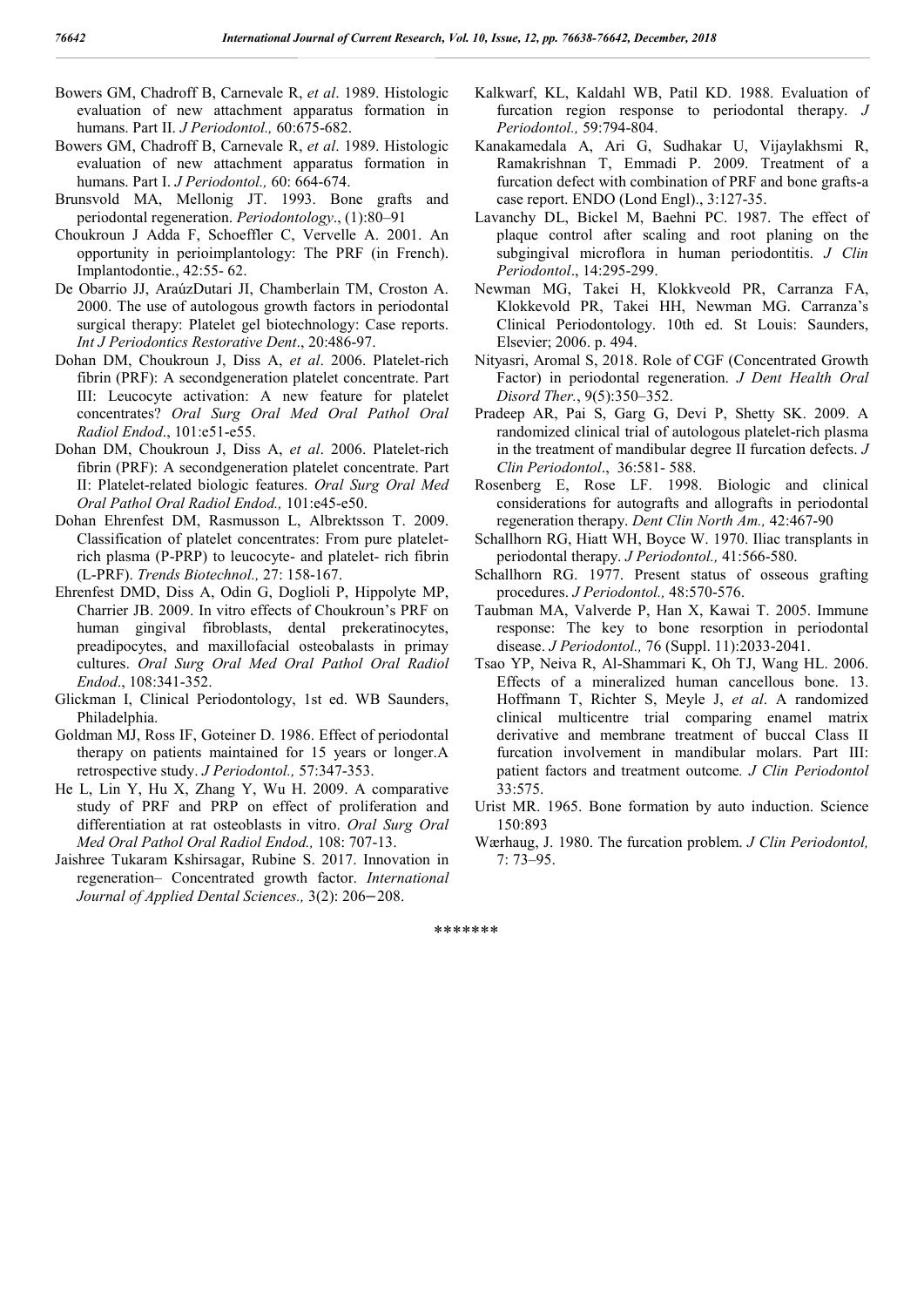Bowers GM, Chadroff B, Carnevale R, *et al*. 1989. Histologic evaluation of new attachment apparatus formation in humans. Part II. *J Periodontol.,* 60:675-682.

Bowers GM, Chadroff B, Carnevale R, *et al*. 1989. Histologic evaluation of new attachment apparatus formation in humans. Part I. *J Periodontol.,* 60: 664-674.

Brunsvold MA, Mellonig JT. 1993. Bone grafts and periodontal regeneration. *Periodontology*., (1):80–91

Choukroun J Adda F, Schoeffler C, Vervelle A. 2001. An opportunity in perioimplantology: The PRF (in French). Implantodontie., 42:55- 62.

De Obarrio JJ, AraúzDutari JI, Chamberlain TM, Croston A. 2000. The use of autologous growth factors in periodontal surgical therapy: Platelet gel biotechnology: Case reports. *Int J Periodontics Restorative Dent*., 20:486-97.

Dohan DM, Choukroun J, Diss A, *et al*. 2006. Platelet-rich fibrin (PRF): A secondgeneration platelet concentrate. Part III: Leucocyte activation: A new feature for platelet concentrates? *Oral Surg Oral Med Oral Pathol Oral Radiol Endod*., 101:e51-e55.

Dohan DM, Choukroun J, Diss A, *et al*. 2006. Platelet-rich fibrin (PRF): A secondgeneration platelet concentrate. Part II: Platelet-related biologic features. *Oral Surg Oral Med Oral Pathol Oral Radiol Endod.,* 101:e45-e50.

Dohan Ehrenfest DM, Rasmusson L, Albrektsson T. 2009. Classification of platelet concentrates: From pure platelet-rich plasma (P-PRP) to leucocyte- and platelet- rich fibrin (L-PRF). *Trends Biotechnol.,* 27: 158-167.

Ehrenfest DMD, Diss A, Odin G, Doglioli P, Hippolyte MP, Charrier JB. 2009. In vitro effects of Choukroun's PRF on human gingival fibroblasts, dental prekeratinocytes, preadipocytes, and maxillofacial osteobalasts in primay cultures. *Oral Surg Oral Med Oral Pathol Oral Radiol Endod*., 108:341-352.

Glickman I, Clinical Periodontology, 1st ed. WB Saunders, Philadelphia.

Goldman MJ, Ross IF, Goteiner D. 1986. Effect of periodontal therapy on patients maintained for 15 years or longer.A retrospective study. *J Periodontol.,* 57:347-353.

He L, Lin Y, Hu X, Zhang Y, Wu H. 2009. A comparative study of PRF and PRP on effect of proliferation and differentiation at rat osteoblasts in vitro. *Oral Surg Oral Med Oral Pathol Oral Radiol Endod.,* 108: 707-13.

Jaishree Tukaram Kshirsagar, Rubine S. 2017. Innovation in regeneration– Concentrated growth factor. *International Journal of Applied Dental Sciences.,* 3(2): 206–208.

Kalkwarf, KL, Kaldahl WB, Patil KD. 1988. Evaluation of furcation region response to periodontal therapy. *J Periodontol.,* 59:794-804.

Kanakamedala A, Ari G, Sudhakar U, Vijaylakhsmi R, Ramakrishnan T, Emmadi P. 2009. Treatment of a furcation defect with combination of PRF and bone grafts-a case report. ENDO (Lond Engl)., 3:127-35.

Lavanchy DL, Bickel M, Baehni PC. 1987. The effect of plaque control after scaling and root planing on the subgingival microflora in human periodontitis. *J Clin Periodontol*., 14:295-299.

Newman MG, Takei H, Klokkveold PR, Carranza FA, Klokkevold PR, Takei HH, Newman MG. Carranza's Clinical Periodontology. 10th ed. St Louis: Saunders, Elsevier; 2006. p. 494.

Nityasri, Aromal S, 2018. Role of CGF (Concentrated Growth Factor) in periodontal regeneration. *J Dent Health Oral Disord Ther.*, 9(5):350–352.

Pradeep AR, Pai S, Garg G, Devi P, Shetty SK. 2009. A randomized clinical trial of autologous platelet-rich plasma in the treatment of mandibular degree II furcation defects. *J Clin Periodontol*., 36:581- 588.

Rosenberg E, Rose LF. 1998. Biologic and clinical considerations for autografts and allografts in periodontal regeneration therapy. *Dent Clin North Am.,* 42:467-90

Schallhorn RG, Hiatt WH, Boyce W. 1970. Iliac transplants in periodontal therapy. *J Periodontol.,* 41:566-580.

Schallhorn RG. 1977. Present status of osseous grafting procedures. *J Periodontol.,* 48:570-576.

Taubman MA, Valverde P, Han X, Kawai T. 2005. Immune response: The key to bone resorption in periodontal disease. *J Periodontol.,* 76 (Suppl. 11):2033-2041.

Tsao YP, Neiva R, Al-Shammari K, Oh TJ, Wang HL. 2006. Effects of a mineralized human cancellous bone. 13. Hoffmann T, Richter S, Meyle J, *et al*. A randomized clinical multicentre trial comparing enamel matrix derivative and membrane treatment of buccal Class II furcation involvement in mandibular molars. Part III: patient factors and treatment outcome*. J Clin Periodontol* 33:575.

Urist MR. 1965. Bone formation by auto induction. Science 150:893

Wærhaug, J. 1980. The furcation problem. *J Clin Periodontol,* 7: 73–95.

\*\*\*\*\*\*\*